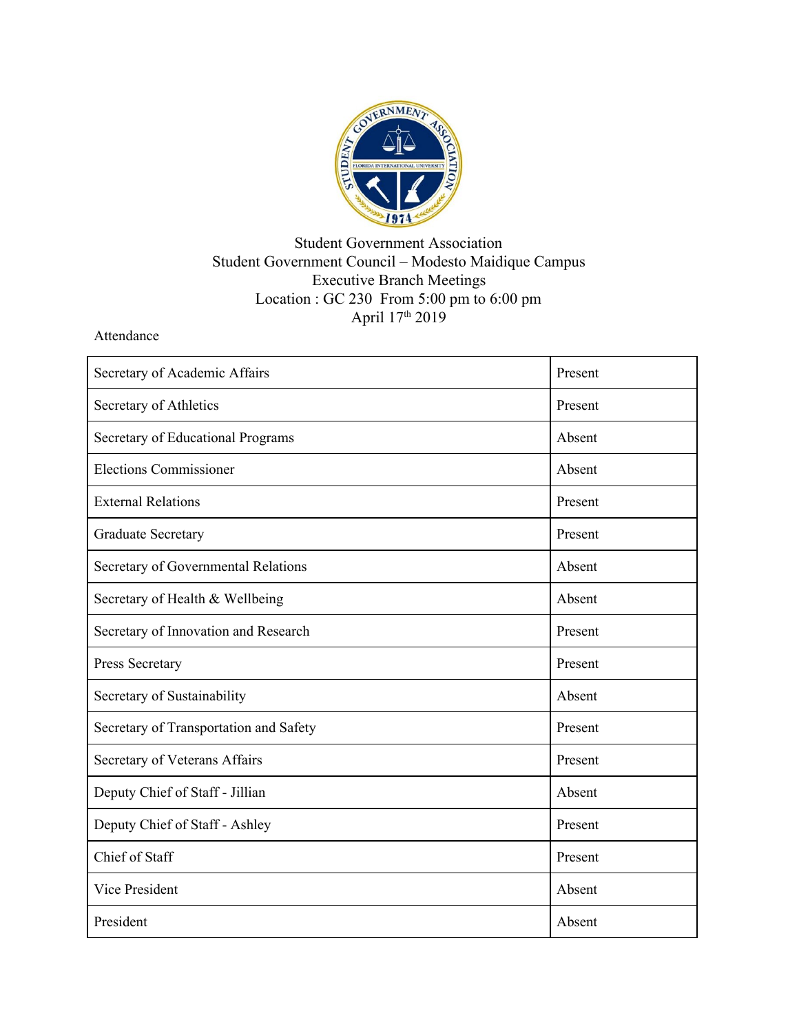Student Government Association
Student Government Council – Modesto Maidique Campus
Executive Branch Meetings
Location : GC 230 From 5:00 pm to 6:00 pm
April 17th 2019

Attendance

| Position | Status |
|---|---|
| Secretary of Academic Affairs | Present |
| Secretary of Athletics | Present |
| Secretary of Educational Programs | Absent |
| Elections Commissioner | Absent |
| External Relations | Present |
| Graduate Secretary | Present |
| Secretary of Governmental Relations | Absent |
| Secretary of Health & Wellbeing | Absent |
| Secretary of Innovation and Research | Present |
| Press Secretary | Present |
| Secretary of Sustainability | Absent |
| Secretary of Transportation and Safety | Present |
| Secretary of Veterans Affairs | Present |
| Deputy Chief of Staff - Jillian | Absent |
| Deputy Chief of Staff - Ashley | Present |
| Chief of Staff | Present |
| Vice President | Absent |
| President | Absent |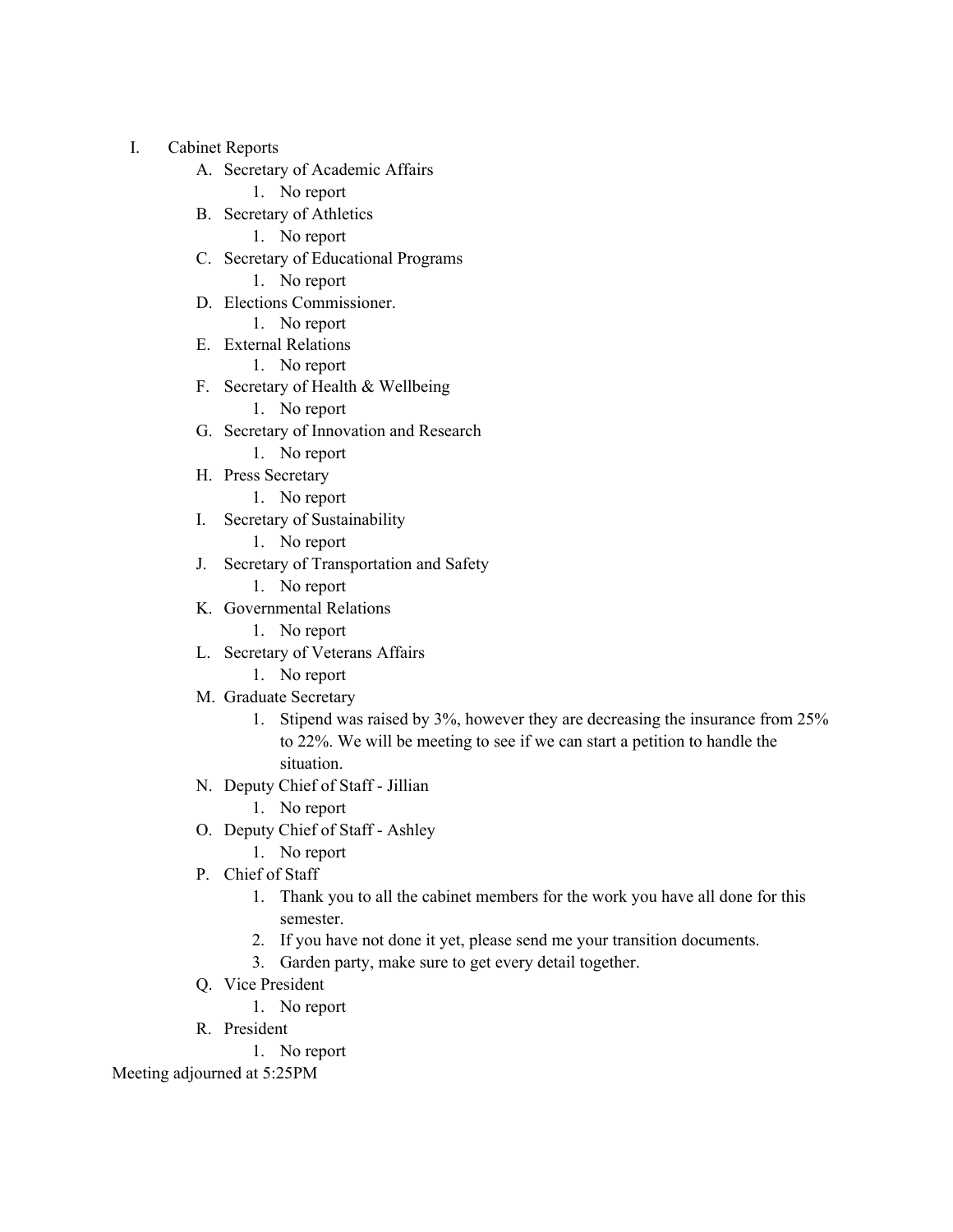I. Cabinet Reports
   A. Secretary of Academic Affairs
      1. No report
   B. Secretary of Athletics
      1. No report
   C. Secretary of Educational Programs
      1. No report
   D. Elections Commissioner.
      1. No report
   E. External Relations
      1. No report
   F. Secretary of Health & Wellbeing
      1. No report
   G. Secretary of Innovation and Research
      1. No report
   H. Press Secretary
      1. No report
   I. Secretary of Sustainability
      1. No report
   J. Secretary of Transportation and Safety
      1. No report
   K. Governmental Relations
      1. No report
   L. Secretary of Veterans Affairs
      1. No report
   M. Graduate Secretary
      1. Stipend was raised by 3%, however they are decreasing the insurance from 25% to 22%. We will be meeting to see if we can start a petition to handle the situation.
   N. Deputy Chief of Staff - Jillian
      1. No report
   O. Deputy Chief of Staff - Ashley
      1. No report
   P. Chief of Staff
      1. Thank you to all the cabinet members for the work you have all done for this semester.
      2. If you have not done it yet, please send me your transition documents.
      3. Garden party, make sure to get every detail together.
   Q. Vice President
      1. No report
   R. President
      1. No report

Meeting adjourned at 5:25PM